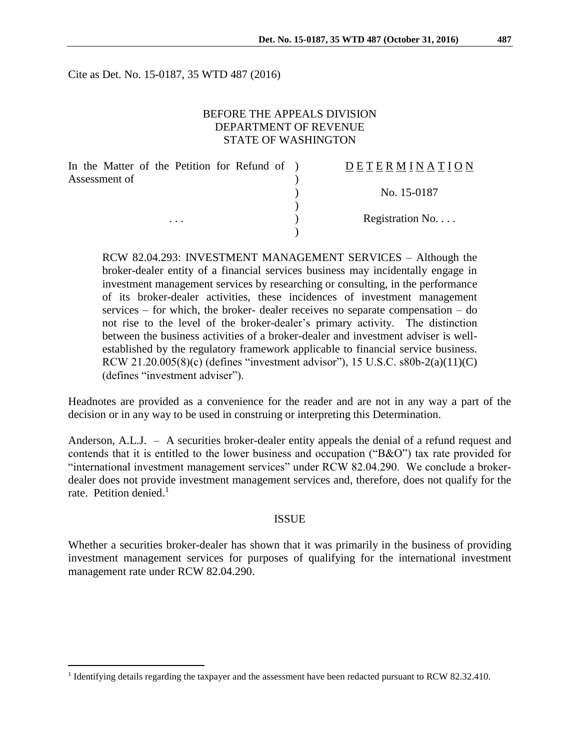Cite as Det. No. 15-0187, 35 WTD 487 (2016)

BEFORE THE APPEALS DIVISION
DEPARTMENT OF REVENUE
STATE OF WASHINGTON

| | | |
|---|---|---|
| In the Matter of the Petition for Refund of Assessment of | ) | DETERMINATION |
| | ) | |
| | ) | No. 15-0187 |
| | ) | |
| . . . | ) | Registration No. . . . |
| | ) | |

RCW 82.04.293: INVESTMENT MANAGEMENT SERVICES – Although the broker-dealer entity of a financial services business may incidentally engage in investment management services by researching or consulting, in the performance of its broker-dealer activities, these incidences of investment management services – for which, the broker- dealer receives no separate compensation – do not rise to the level of the broker-dealer's primary activity. The distinction between the business activities of a broker-dealer and investment adviser is well-established by the regulatory framework applicable to financial service business. RCW 21.20.005(8)(c) (defines "investment advisor"), 15 U.S.C. s80b-2(a)(11)(C) (defines "investment adviser").

Headnotes are provided as a convenience for the reader and are not in any way a part of the decision or in any way to be used in construing or interpreting this Determination.

Anderson, A.L.J. – A securities broker-dealer entity appeals the denial of a refund request and contends that it is entitled to the lower business and occupation ("B&O") tax rate provided for "international investment management services" under RCW 82.04.290. We conclude a broker-dealer does not provide investment management services and, therefore, does not qualify for the rate. Petition denied.[1]

## ISSUE

Whether a securities broker-dealer has shown that it was primarily in the business of providing investment management services for purposes of qualifying for the international investment management rate under RCW 82.04.290.

[1] Identifying details regarding the taxpayer and the assessment have been redacted pursuant to RCW 82.32.410.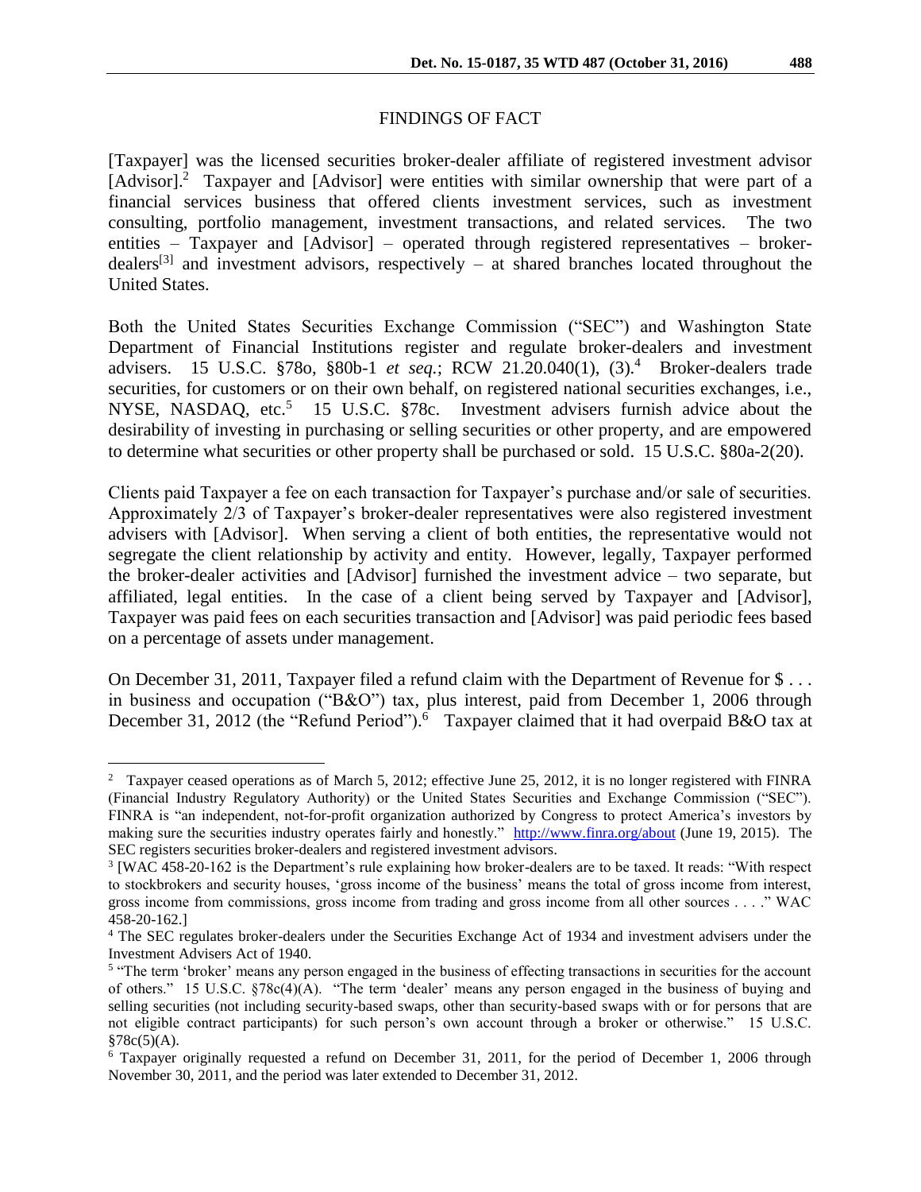## FINDINGS OF FACT

[Taxpayer] was the licensed securities broker-dealer affiliate of registered investment advisor [Advisor].[2] Taxpayer and [Advisor] were entities with similar ownership that were part of a financial services business that offered clients investment services, such as investment consulting, portfolio management, investment transactions, and related services. The two entities – Taxpayer and [Advisor] – operated through registered representatives – broker-dealers[3] and investment advisors, respectively – at shared branches located throughout the United States.

Both the United States Securities Exchange Commission ("SEC") and Washington State Department of Financial Institutions register and regulate broker-dealers and investment advisers. 15 U.S.C. §78o, §80b-1 *et seq.*; RCW 21.20.040(1), (3).[4] Broker-dealers trade securities, for customers or on their own behalf, on registered national securities exchanges, i.e., NYSE, NASDAQ, etc.[5] 15 U.S.C. §78c. Investment advisers furnish advice about the desirability of investing in purchasing or selling securities or other property, and are empowered to determine what securities or other property shall be purchased or sold. 15 U.S.C. §80a-2(20).

Clients paid Taxpayer a fee on each transaction for Taxpayer's purchase and/or sale of securities. Approximately 2/3 of Taxpayer's broker-dealer representatives were also registered investment advisers with [Advisor]. When serving a client of both entities, the representative would not segregate the client relationship by activity and entity. However, legally, Taxpayer performed the broker-dealer activities and [Advisor] furnished the investment advice – two separate, but affiliated, legal entities. In the case of a client being served by Taxpayer and [Advisor], Taxpayer was paid fees on each securities transaction and [Advisor] was paid periodic fees based on a percentage of assets under management.

On December 31, 2011, Taxpayer filed a refund claim with the Department of Revenue for $ . . . in business and occupation ("B&O") tax, plus interest, paid from December 1, 2006 through December 31, 2012 (the "Refund Period").[6] Taxpayer claimed that it had overpaid B&O tax at

---

[2] Taxpayer ceased operations as of March 5, 2012; effective June 25, 2012, it is no longer registered with FINRA (Financial Industry Regulatory Authority) or the United States Securities and Exchange Commission ("SEC"). FINRA is "an independent, not-for-profit organization authorized by Congress to protect America's investors by making sure the securities industry operates fairly and honestly." http://www.finra.org/about (June 19, 2015). The SEC registers securities broker-dealers and registered investment advisors.

[3] [WAC 458-20-162 is the Department's rule explaining how broker-dealers are to be taxed. It reads: "With respect to stockbrokers and security houses, 'gross income of the business' means the total of gross income from interest, gross income from commissions, gross income from trading and gross income from all other sources . . . ." WAC 458-20-162.]

[4] The SEC regulates broker-dealers under the Securities Exchange Act of 1934 and investment advisers under the Investment Advisers Act of 1940.

[5] "The term 'broker' means any person engaged in the business of effecting transactions in securities for the account of others." 15 U.S.C. §78c(4)(A). "The term 'dealer' means any person engaged in the business of buying and selling securities (not including security-based swaps, other than security-based swaps with or for persons that are not eligible contract participants) for such person's own account through a broker or otherwise." 15 U.S.C. §78c(5)(A).

[6] Taxpayer originally requested a refund on December 31, 2011, for the period of December 1, 2006 through November 30, 2011, and the period was later extended to December 31, 2012.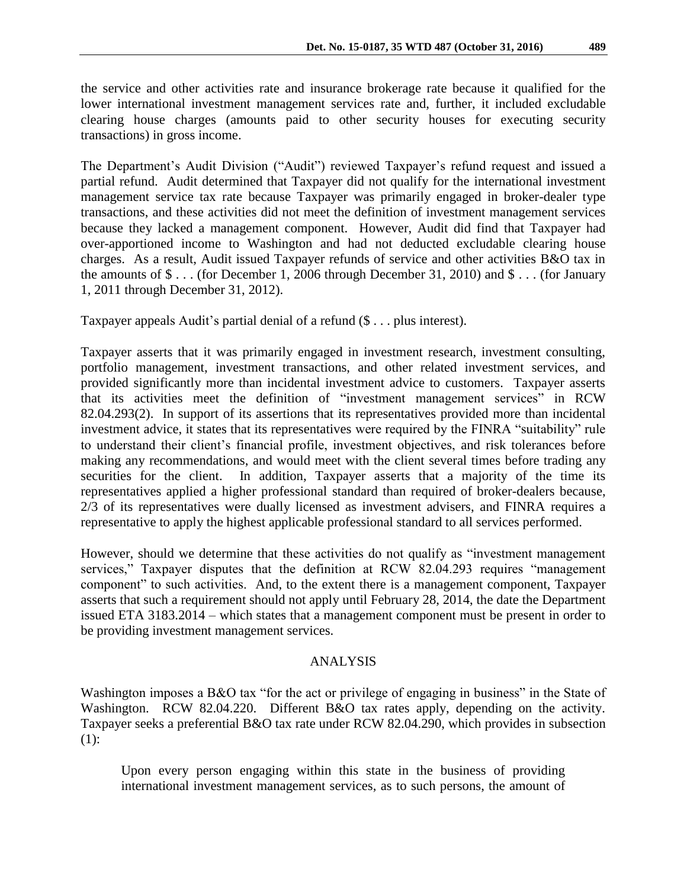the service and other activities rate and insurance brokerage rate because it qualified for the lower international investment management services rate and, further, it included excludable clearing house charges (amounts paid to other security houses for executing security transactions) in gross income.

The Department's Audit Division ("Audit") reviewed Taxpayer's refund request and issued a partial refund. Audit determined that Taxpayer did not qualify for the international investment management service tax rate because Taxpayer was primarily engaged in broker-dealer type transactions, and these activities did not meet the definition of investment management services because they lacked a management component. However, Audit did find that Taxpayer had over-apportioned income to Washington and had not deducted excludable clearing house charges. As a result, Audit issued Taxpayer refunds of service and other activities B&O tax in the amounts of $ . . . (for December 1, 2006 through December 31, 2010) and $ . . . (for January 1, 2011 through December 31, 2012).

Taxpayer appeals Audit's partial denial of a refund ($ . . . plus interest).

Taxpayer asserts that it was primarily engaged in investment research, investment consulting, portfolio management, investment transactions, and other related investment services, and provided significantly more than incidental investment advice to customers. Taxpayer asserts that its activities meet the definition of "investment management services" in RCW 82.04.293(2). In support of its assertions that its representatives provided more than incidental investment advice, it states that its representatives were required by the FINRA "suitability" rule to understand their client's financial profile, investment objectives, and risk tolerances before making any recommendations, and would meet with the client several times before trading any securities for the client. In addition, Taxpayer asserts that a majority of the time its representatives applied a higher professional standard than required of broker-dealers because, 2/3 of its representatives were dually licensed as investment advisers, and FINRA requires a representative to apply the highest applicable professional standard to all services performed.

However, should we determine that these activities do not qualify as "investment management services," Taxpayer disputes that the definition at RCW 82.04.293 requires "management component" to such activities. And, to the extent there is a management component, Taxpayer asserts that such a requirement should not apply until February 28, 2014, the date the Department issued ETA 3183.2014 – which states that a management component must be present in order to be providing investment management services.

## ANALYSIS

Washington imposes a B&O tax "for the act or privilege of engaging in business" in the State of Washington. RCW 82.04.220. Different B&O tax rates apply, depending on the activity. Taxpayer seeks a preferential B&O tax rate under RCW 82.04.290, which provides in subsection (1):

> Upon every person engaging within this state in the business of providing international investment management services, as to such persons, the amount of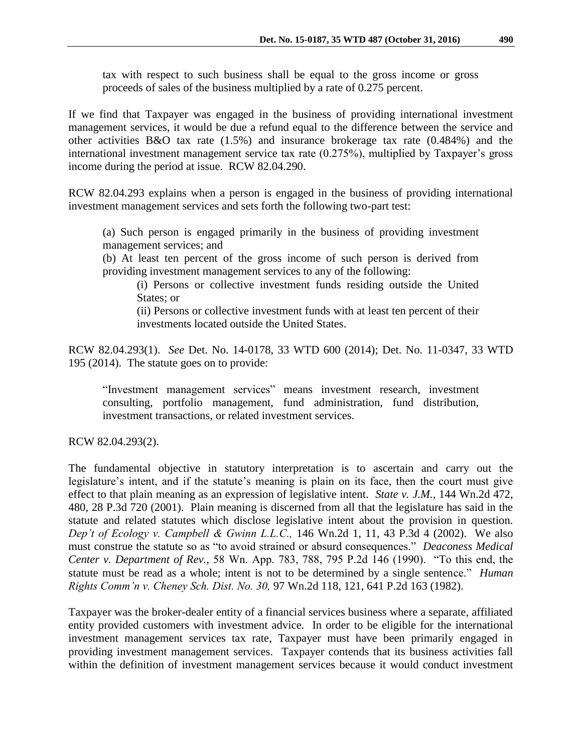> tax with respect to such business shall be equal to the gross income or gross proceeds of sales of the business multiplied by a rate of 0.275 percent.

If we find that Taxpayer was engaged in the business of providing international investment management services, it would be due a refund equal to the difference between the service and other activities B&O tax rate (1.5%) and insurance brokerage tax rate (0.484%) and the international investment management service tax rate (0.275%), multiplied by Taxpayer's gross income during the period at issue. RCW 82.04.290.

RCW 82.04.293 explains when a person is engaged in the business of providing international investment management services and sets forth the following two-part test:

> (a) Such person is engaged primarily in the business of providing investment management services; and
>
> (b) At least ten percent of the gross income of such person is derived from providing investment management services to any of the following:
>
> > (i) Persons or collective investment funds residing outside the United States; or
> >
> > (ii) Persons or collective investment funds with at least ten percent of their investments located outside the United States.

RCW 82.04.293(1). *See* Det. No. 14-0178, 33 WTD 600 (2014); Det. No. 11-0347, 33 WTD 195 (2014). The statute goes on to provide:

> "Investment management services" means investment research, investment consulting, portfolio management, fund administration, fund distribution, investment transactions, or related investment services.

RCW 82.04.293(2).

The fundamental objective in statutory interpretation is to ascertain and carry out the legislature's intent, and if the statute's meaning is plain on its face, then the court must give effect to that plain meaning as an expression of legislative intent. *State v. J.M.,* 144 Wn.2d 472, 480, 28 P.3d 720 (2001). Plain meaning is discerned from all that the legislature has said in the statute and related statutes which disclose legislative intent about the provision in question. *Dep't of Ecology v. Campbell & Gwinn L.L.C.,* 146 Wn.2d 1, 11, 43 P.3d 4 (2002). We also must construe the statute so as "to avoid strained or absurd consequences." *Deaconess Medical Center v. Department of Rev.,* 58 Wn. App. 783, 788, 795 P.2d 146 (1990). "To this end, the statute must be read as a whole; intent is not to be determined by a single sentence." *Human Rights Comm'n v. Cheney Sch. Dist. No. 30,* 97 Wn.2d 118, 121, 641 P.2d 163 (1982).

Taxpayer was the broker-dealer entity of a financial services business where a separate, affiliated entity provided customers with investment advice. In order to be eligible for the international investment management services tax rate, Taxpayer must have been primarily engaged in providing investment management services. Taxpayer contends that its business activities fall within the definition of investment management services because it would conduct investment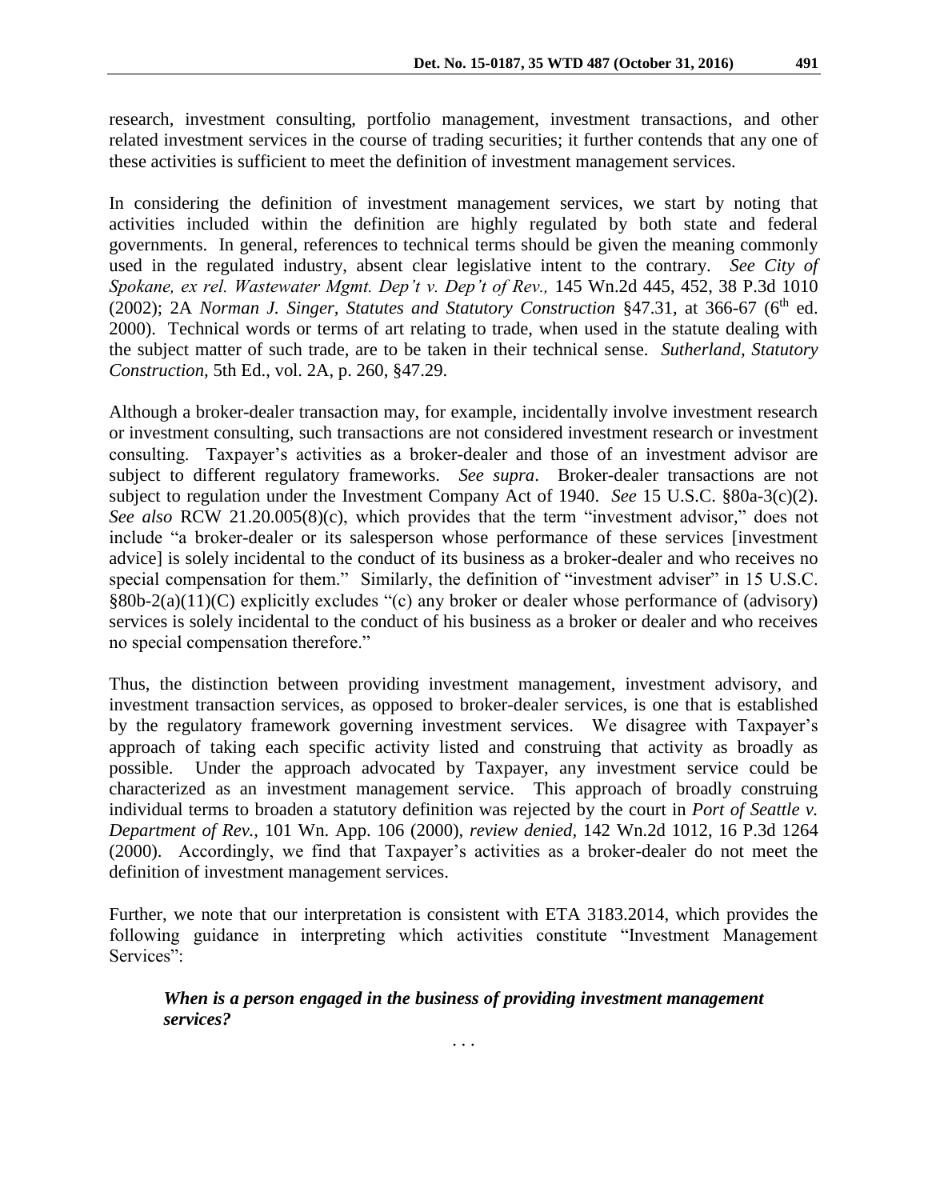research, investment consulting, portfolio management, investment transactions, and other related investment services in the course of trading securities; it further contends that any one of these activities is sufficient to meet the definition of investment management services.

In considering the definition of investment management services, we start by noting that activities included within the definition are highly regulated by both state and federal governments. In general, references to technical terms should be given the meaning commonly used in the regulated industry, absent clear legislative intent to the contrary. *See City of Spokane, ex rel. Wastewater Mgmt. Dep't v. Dep't of Rev.,* 145 Wn.2d 445, 452, 38 P.3d 1010 (2002); 2A *Norman J. Singer, Statutes and Statutory Construction* §47.31, at 366-67 (6th ed. 2000). Technical words or terms of art relating to trade, when used in the statute dealing with the subject matter of such trade, are to be taken in their technical sense. *Sutherland, Statutory Construction,* 5th Ed., vol. 2A, p. 260, §47.29.

Although a broker-dealer transaction may, for example, incidentally involve investment research or investment consulting, such transactions are not considered investment research or investment consulting. Taxpayer's activities as a broker-dealer and those of an investment advisor are subject to different regulatory frameworks. *See supra*. Broker-dealer transactions are not subject to regulation under the Investment Company Act of 1940. *See* 15 U.S.C. §80a-3(c)(2). *See also* RCW 21.20.005(8)(c), which provides that the term "investment advisor," does not include "a broker-dealer or its salesperson whose performance of these services [investment advice] is solely incidental to the conduct of its business as a broker-dealer and who receives no special compensation for them." Similarly, the definition of "investment adviser" in 15 U.S.C. §80b-2(a)(11)(C) explicitly excludes "(c) any broker or dealer whose performance of (advisory) services is solely incidental to the conduct of his business as a broker or dealer and who receives no special compensation therefore."

Thus, the distinction between providing investment management, investment advisory, and investment transaction services, as opposed to broker-dealer services, is one that is established by the regulatory framework governing investment services. We disagree with Taxpayer's approach of taking each specific activity listed and construing that activity as broadly as possible. Under the approach advocated by Taxpayer, any investment service could be characterized as an investment management service. This approach of broadly construing individual terms to broaden a statutory definition was rejected by the court in *Port of Seattle v. Department of Rev.,* 101 Wn. App. 106 (2000), *review denied*, 142 Wn.2d 1012, 16 P.3d 1264 (2000). Accordingly, we find that Taxpayer's activities as a broker-dealer do not meet the definition of investment management services.

Further, we note that our interpretation is consistent with ETA 3183.2014, which provides the following guidance in interpreting which activities constitute "Investment Management Services":

> ***When is a person engaged in the business of providing investment management services?***
>
> . . .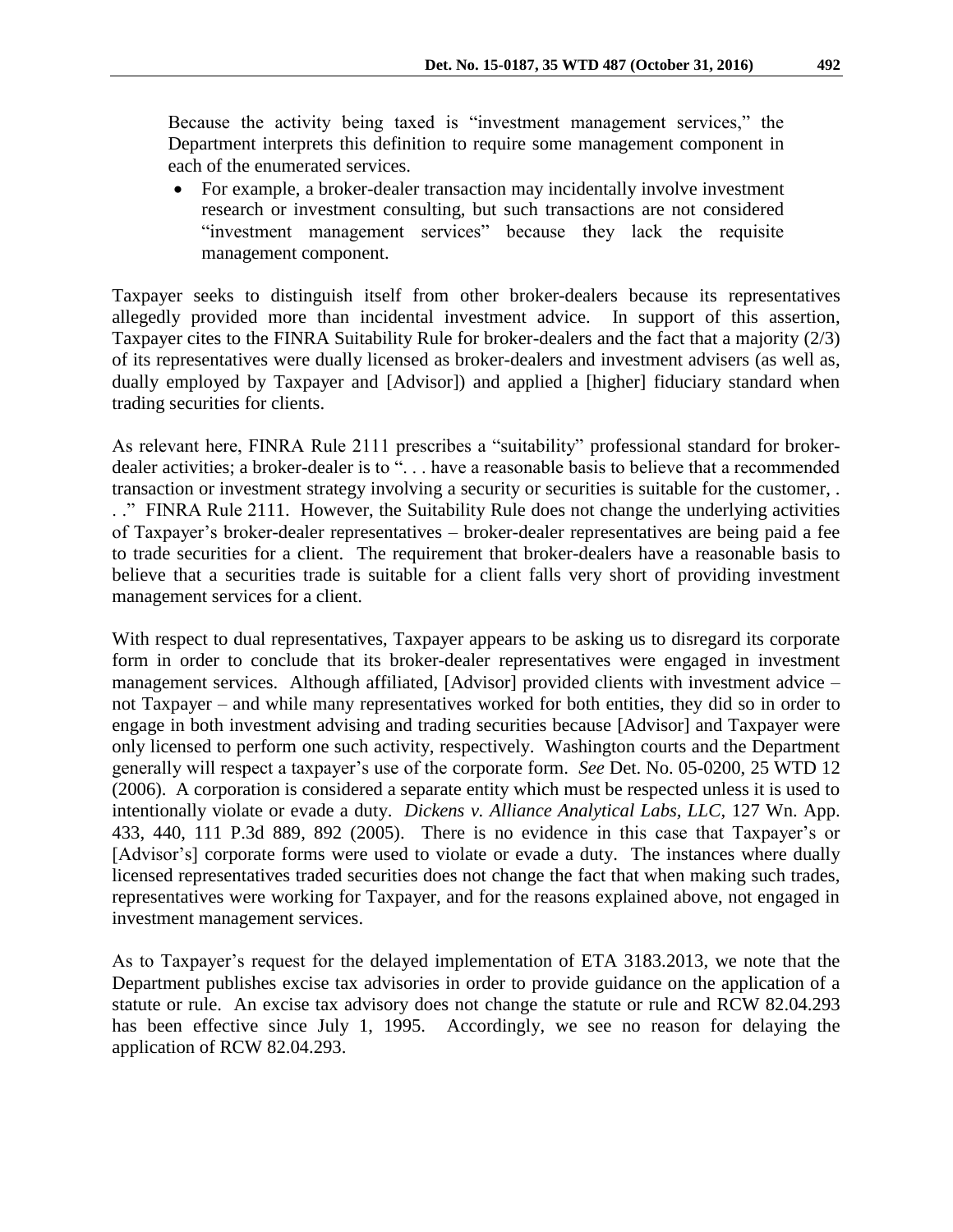Because the activity being taxed is "investment management services," the Department interprets this definition to require some management component in each of the enumerated services.

- For example, a broker-dealer transaction may incidentally involve investment research or investment consulting, but such transactions are not considered "investment management services" because they lack the requisite management component.

Taxpayer seeks to distinguish itself from other broker-dealers because its representatives allegedly provided more than incidental investment advice. In support of this assertion, Taxpayer cites to the FINRA Suitability Rule for broker-dealers and the fact that a majority (2/3) of its representatives were dually licensed as broker-dealers and investment advisers (as well as, dually employed by Taxpayer and [Advisor]) and applied a [higher] fiduciary standard when trading securities for clients.

As relevant here, FINRA Rule 2111 prescribes a "suitability" professional standard for broker-dealer activities; a broker-dealer is to ". . . have a reasonable basis to believe that a recommended transaction or investment strategy involving a security or securities is suitable for the customer, . . ." FINRA Rule 2111. However, the Suitability Rule does not change the underlying activities of Taxpayer's broker-dealer representatives – broker-dealer representatives are being paid a fee to trade securities for a client. The requirement that broker-dealers have a reasonable basis to believe that a securities trade is suitable for a client falls very short of providing investment management services for a client.

With respect to dual representatives, Taxpayer appears to be asking us to disregard its corporate form in order to conclude that its broker-dealer representatives were engaged in investment management services. Although affiliated, [Advisor] provided clients with investment advice – not Taxpayer – and while many representatives worked for both entities, they did so in order to engage in both investment advising and trading securities because [Advisor] and Taxpayer were only licensed to perform one such activity, respectively. Washington courts and the Department generally will respect a taxpayer's use of the corporate form. *See* Det. No. 05-0200, 25 WTD 12 (2006). A corporation is considered a separate entity which must be respected unless it is used to intentionally violate or evade a duty. *Dickens v. Alliance Analytical Labs, LLC*, 127 Wn. App. 433, 440, 111 P.3d 889, 892 (2005). There is no evidence in this case that Taxpayer's or [Advisor's] corporate forms were used to violate or evade a duty. The instances where dually licensed representatives traded securities does not change the fact that when making such trades, representatives were working for Taxpayer, and for the reasons explained above, not engaged in investment management services.

As to Taxpayer's request for the delayed implementation of ETA 3183.2013, we note that the Department publishes excise tax advisories in order to provide guidance on the application of a statute or rule. An excise tax advisory does not change the statute or rule and RCW 82.04.293 has been effective since July 1, 1995. Accordingly, we see no reason for delaying the application of RCW 82.04.293.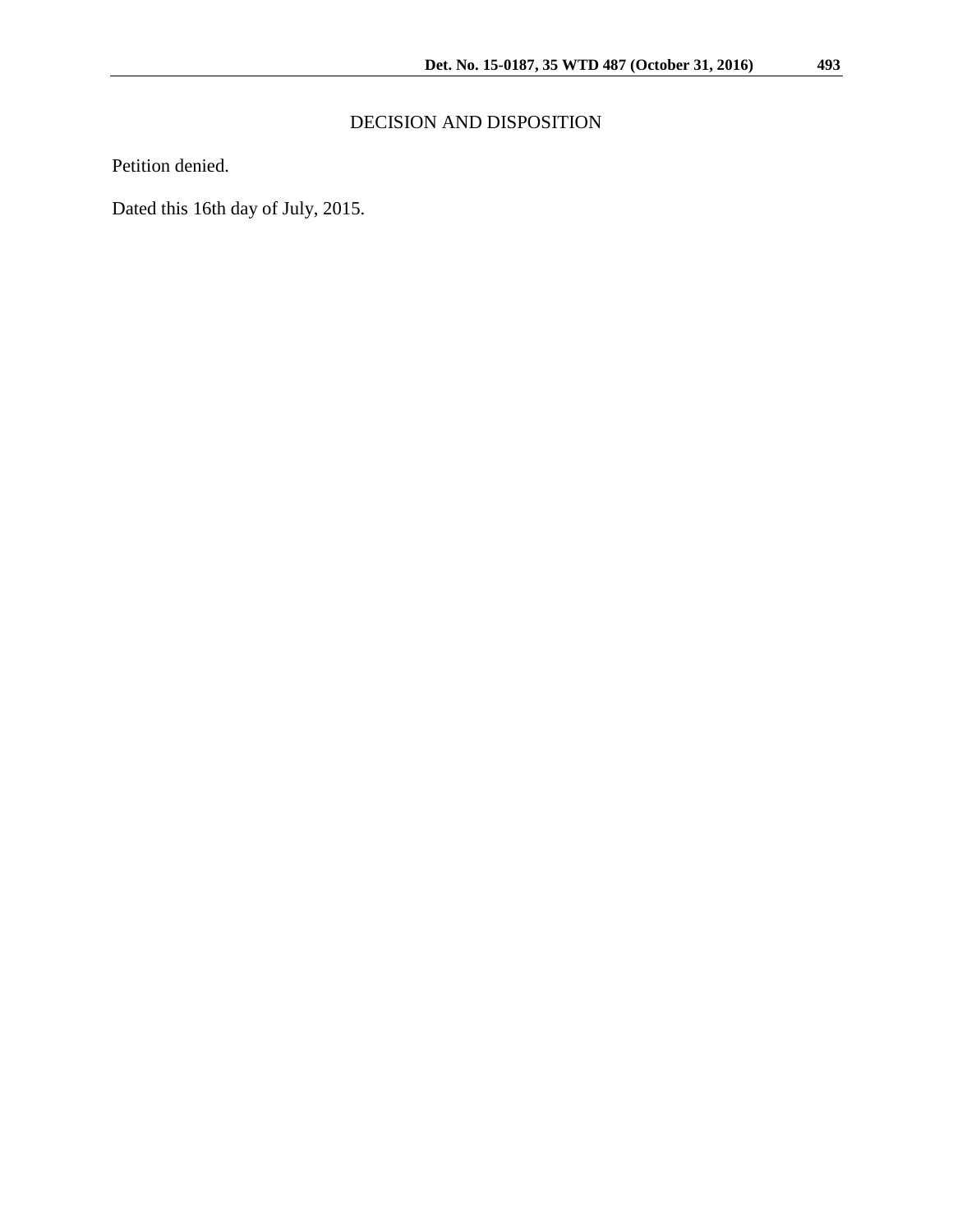## DECISION AND DISPOSITION

Petition denied.

Dated this 16th day of July, 2015.